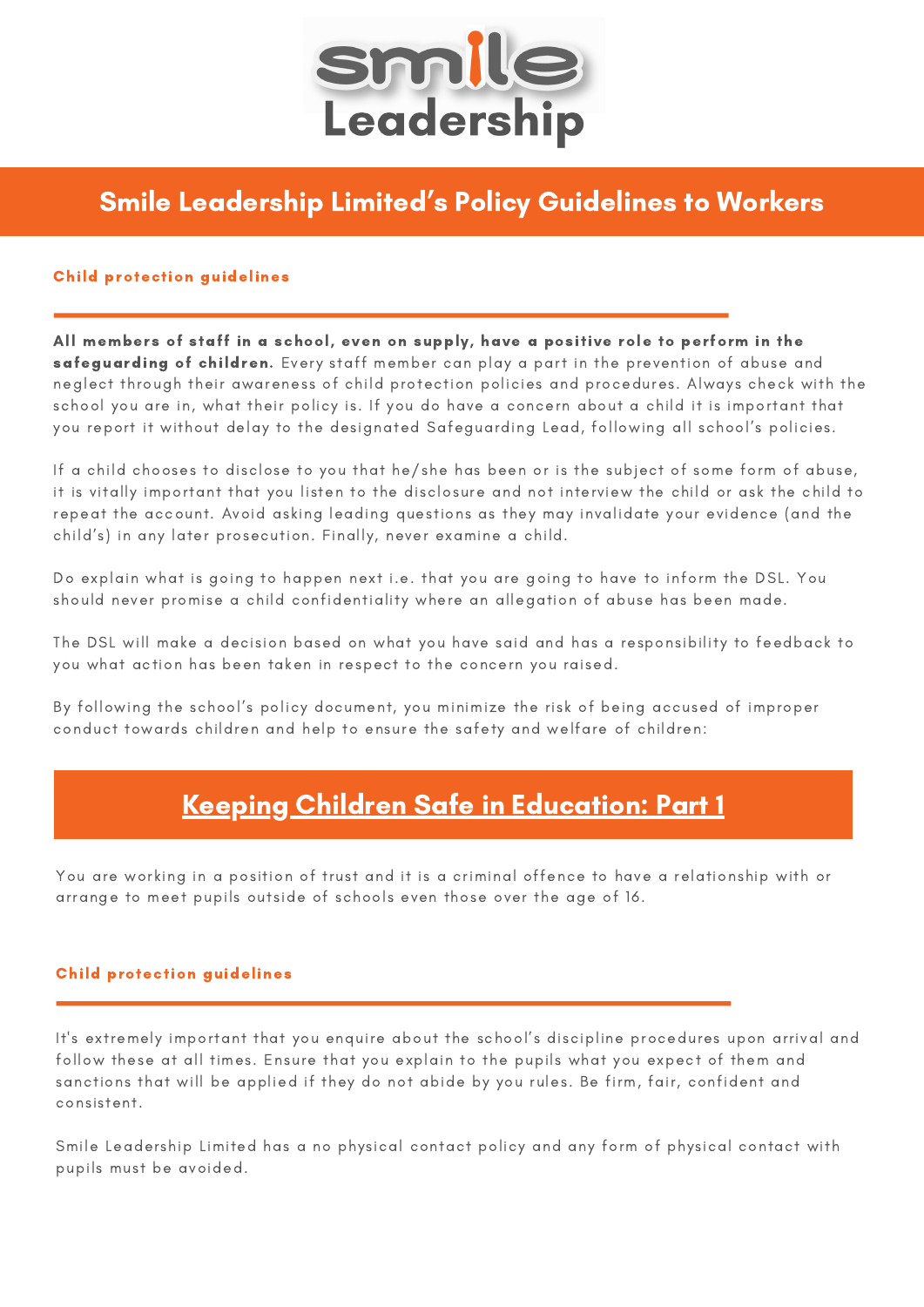# Smile Leadership

## Smile Leadership Limited's Policy Guidelines to Workers

### Child protection guidelines

**All members of staff in a school, even on supply, have a positive role to perform in the safeguarding of children.** Every staff member can play a part in the prevention of abuse and neglect through their awareness of child protection policies and procedures. Always check with the school you are in, what their policy is. If you do have a concern about a child it is important that you report it without delay to the designated Safeguarding Lead, following all school's policies.

If a child chooses to disclose to you that he/she has been or is the subject of some form of abuse, it is vitally important that you listen to the disclosure and not interview the child or ask the child to repeat the account. Avoid asking leading questions as they may invalidate your evidence (and the child's) in any later prosecution. Finally, never examine a child.

Do explain what is going to happen next i.e. that you are going to have to inform the DSL. You should never promise a child confidentiality where an allegation of abuse has been made.

The DSL will make a decision based on what you have said and has a responsibility to feedback to you what action has been taken in respect to the concern you raised.

By following the school's policy document, you minimize the risk of being accused of improper conduct towards children and help to ensure the safety and welfare of children:

## Keeping Children Safe in Education: Part 1

You are working in a position of trust and it is a criminal offence to have a relationship with or arrange to meet pupils outside of schools even those over the age of 16.

### Child protection guidelines

It's extremely important that you enquire about the school's discipline procedures upon arrival and follow these at all times. Ensure that you explain to the pupils what you expect of them and sanctions that will be applied if they do not abide by you rules. Be firm, fair, confident and consistent.

Smile Leadership Limited has a no physical contact policy and any form of physical contact with pupils must be avoided.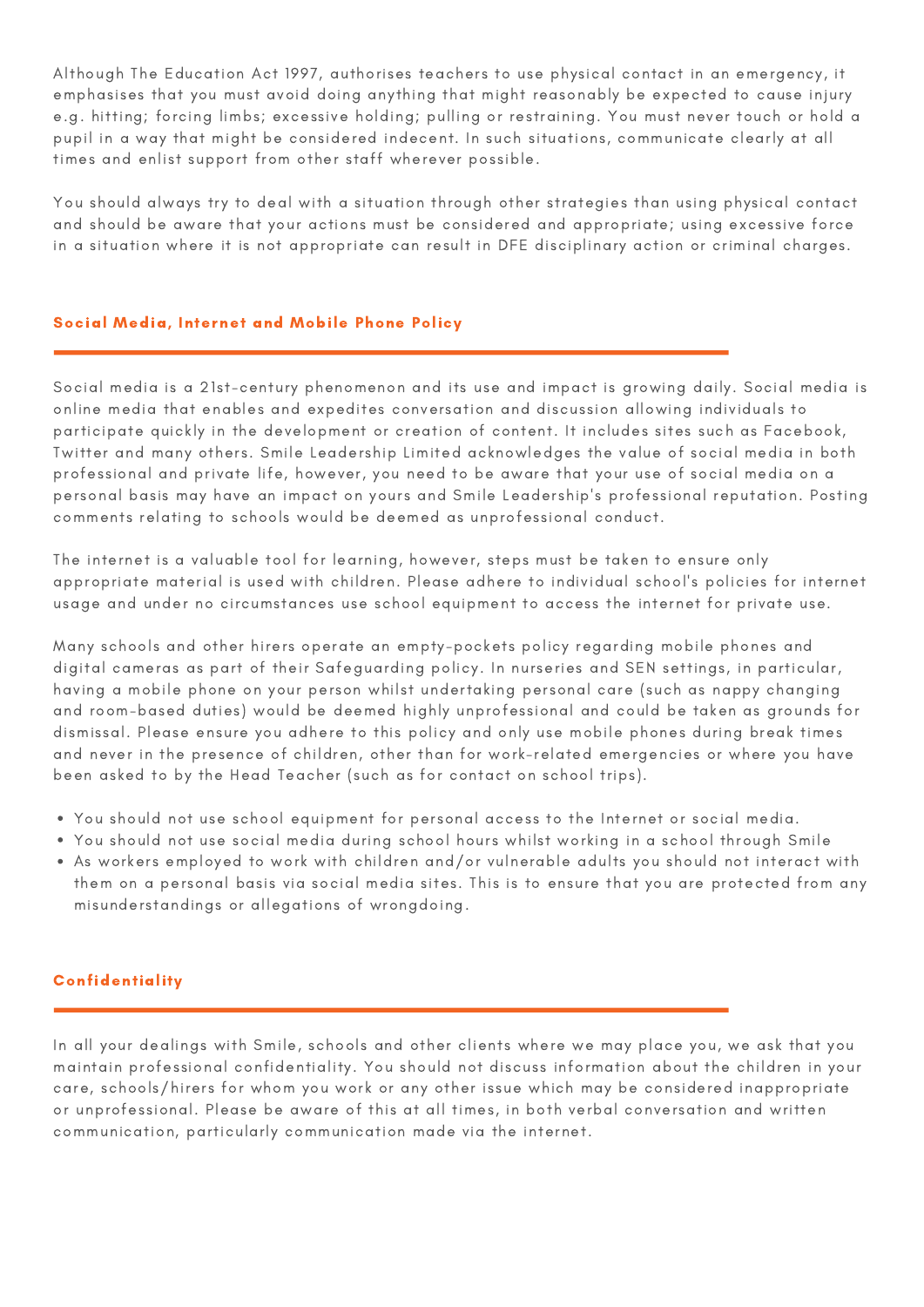Although The Education Act 1997, authorises teachers to use physical contact in an emergency, it emphasises that you must avoid doing anything that might reasonably be expected to cause injury e.g. hitting; forcing limbs; excessive holding; pulling or restraining. You must never touch or hold a pupil in a way that might be considered indecent. In such situations, communicate clearly at all times and enlist support from other staff wherever possible.

You should always try to deal with a situation through other strategies than using physical contact and should be aware that your actions must be considered and appropriate; using excessive force in a situation where it is not appropriate can result in DFE disciplinary action or criminal charges.

## Social Media, Internet and Mobile Phone Policy

Social media is a 21st-century phenomenon and its use and impact is growing daily. Social media is online media that enables and expedites conversation and discussion allowing individuals to participate quickly in the development or creation of content. It includes sites such as Facebook, Twitter and many others. Smile Leadership Limited acknowledges the value of social media in both professional and private life, however, you need to be aware that your use of social media on a personal basis may have an impact on yours and Smile Leadership's professional reputation. Posting comments relating to schools would be deemed as unprofessional conduct.

The internet is a valuable tool for learning, however, steps must be taken to ensure only appropriate material is used with children. Please adhere to individual school's policies for internet usage and under no circumstances use school equipment to access the internet for private use.

Many schools and other hirers operate an empty-pockets policy regarding mobile phones and digital cameras as part of their Safeguarding policy. In nurseries and SEN settings, in particular, having a mobile phone on your person whilst undertaking personal care (such as nappy changing and room-based duties) would be deemed highly unprofessional and could be taken as grounds for dismissal. Please ensure you adhere to this policy and only use mobile phones during break times and never in the presence of children, other than for work-related emergencies or where you have been asked to by the Head Teacher (such as for contact on school trips).

- You should not use school equipment for personal access to the Internet or social media.
- You should not use social media during school hours whilst working in a school through Smile
- As workers employed to work with children and/or vulnerable adults you should not interact with them on a personal basis via social media sites. This is to ensure that you are protected from any misunderstandings or allegations of wrongdoing.

## Confidentiality

In all your dealings with Smile, schools and other clients where we may place you, we ask that you maintain professional confidentiality. You should not discuss information about the children in your care, schools/hirers for whom you work or any other issue which may be considered inappropriate or unprofessional. Please be aware of this at all times, in both verbal conversation and written communication, particularly communication made via the internet.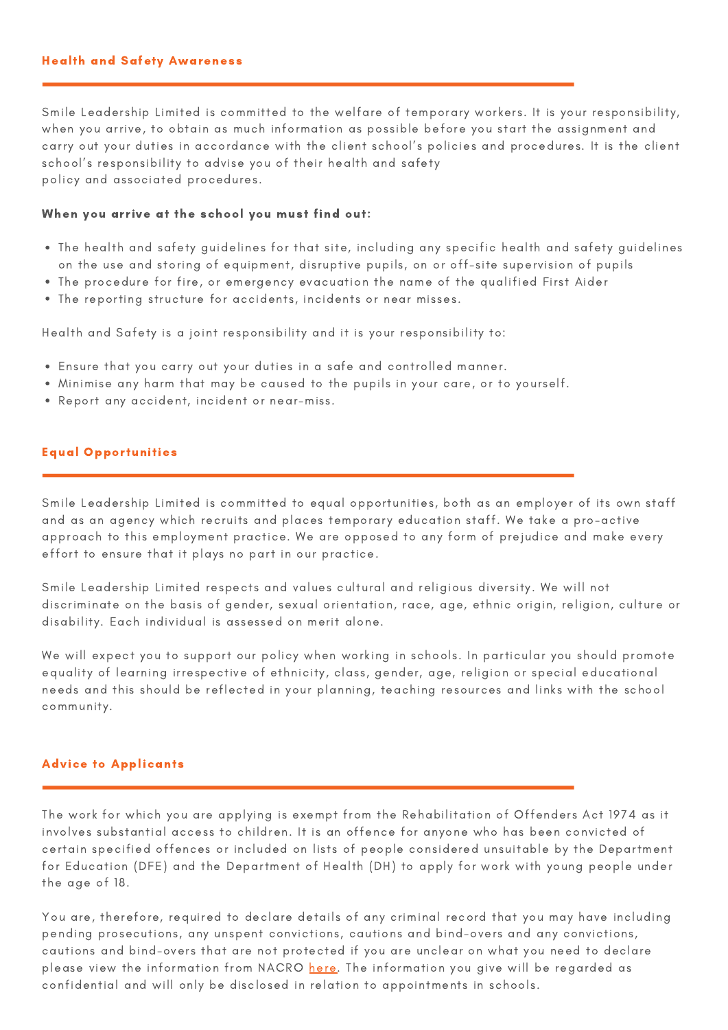## Health and Safety Awareness

Smile Leadership Limited is committed to the welfare of temporary workers. It is your responsibility, when you arrive, to obtain as much information as possible before you start the assignment and carry out your duties in accordance with the client school's policies and procedures. It is the client school's responsibility to advise you of their health and safety policy and associated procedures.

**When you arrive at the school you must find out:**

- The health and safety guidelines for that site, including any specific health and safety guidelines on the use and storing of equipment, disruptive pupils, on or off-site supervision of pupils
- The procedure for fire, or emergency evacuation the name of the qualified First Aider
- The reporting structure for accidents, incidents or near misses.

Health and Safety is a joint responsibility and it is your responsibility to:

- Ensure that you carry out your duties in a safe and controlled manner.
- Minimise any harm that may be caused to the pupils in your care, or to yourself.
- Report any accident, incident or near-miss.

## Equal Opportunities

Smile Leadership Limited is committed to equal opportunities, both as an employer of its own staff and as an agency which recruits and places temporary education staff. We take a pro-active approach to this employment practice. We are opposed to any form of prejudice and make every effort to ensure that it plays no part in our practice.

Smile Leadership Limited respects and values cultural and religious diversity. We will not discriminate on the basis of gender, sexual orientation, race, age, ethnic origin, religion, culture or disability. Each individual is assessed on merit alone.

We will expect you to support our policy when working in schools. In particular you should promote equality of learning irrespective of ethnicity, class, gender, age, religion or special educational needs and this should be reflected in your planning, teaching resources and links with the school community.

## Advice to Applicants

The work for which you are applying is exempt from the Rehabilitation of Offenders Act 1974 as it involves substantial access to children. It is an offence for anyone who has been convicted of certain specified offences or included on lists of people considered unsuitable by the Department for Education (DFE) and the Department of Health (DH) to apply for work with young people under the age of 18.

You are, therefore, required to declare details of any criminal record that you may have including pending prosecutions, any unspent convictions, cautions and bind-overs and any convictions, cautions and bind-overs that are not protected if you are unclear on what you need to declare please view the information from NACRO here. The information you give will be regarded as confidential and will only be disclosed in relation to appointments in schools.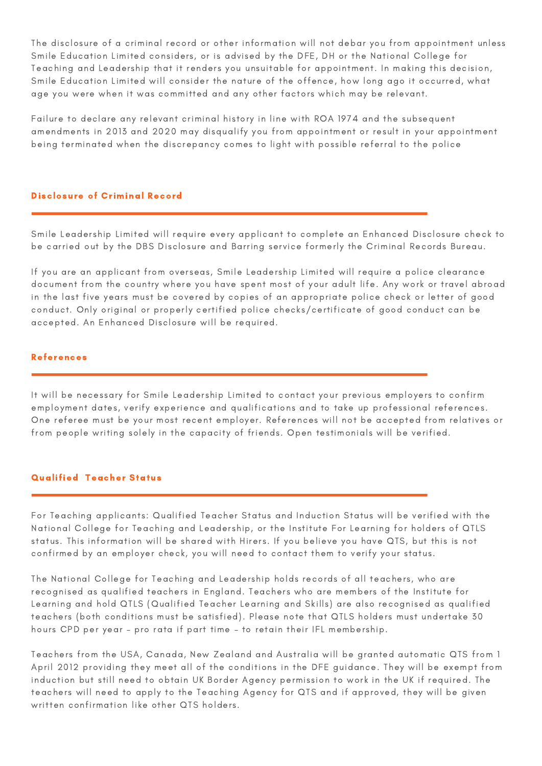The disclosure of a criminal record or other information will not debar you from appointment unless Smile Education Limited considers, or is advised by the DFE, DH or the National College for Teaching and Leadership that it renders you unsuitable for appointment. In making this decision, Smile Education Limited will consider the nature of the offence, how long ago it occurred, what age you were when it was committed and any other factors which may be relevant.

Failure to declare any relevant criminal history in line with ROA 1974 and the subsequent amendments in 2013 and 2020 may disqualify you from appointment or result in your appointment being terminated when the discrepancy comes to light with possible referral to the police

## Disclosure of Criminal Record

Smile Leadership Limited will require every applicant to complete an Enhanced Disclosure check to be carried out by the DBS Disclosure and Barring service formerly the Criminal Records Bureau.

If you are an applicant from overseas, Smile Leadership Limited will require a police clearance document from the country where you have spent most of your adult life. Any work or travel abroad in the last five years must be covered by copies of an appropriate police check or letter of good conduct. Only original or properly certified police checks/certificate of good conduct can be accepted. An Enhanced Disclosure will be required.

## References

It will be necessary for Smile Leadership Limited to contact your previous employers to confirm employment dates, verify experience and qualifications and to take up professional references. One referee must be your most recent employer. References will not be accepted from relatives or from people writing solely in the capacity of friends. Open testimonials will be verified.

## Qualified Teacher Status

For Teaching applicants: Qualified Teacher Status and Induction Status will be verified with the National College for Teaching and Leadership, or the Institute For Learning for holders of QTLS status. This information will be shared with Hirers. If you believe you have QTS, but this is not confirmed by an employer check, you will need to contact them to verify your status.

The National College for Teaching and Leadership holds records of all teachers, who are recognised as qualified teachers in England. Teachers who are members of the Institute for Learning and hold QTLS (Qualified Teacher Learning and Skills) are also recognised as qualified teachers (both conditions must be satisfied). Please note that QTLS holders must undertake 30 hours CPD per year – pro rata if part time – to retain their IFL membership.

Teachers from the USA, Canada, New Zealand and Australia will be granted automatic QTS from 1 April 2012 providing they meet all of the conditions in the DFE guidance. They will be exempt from induction but still need to obtain UK Border Agency permission to work in the UK if required. The teachers will need to apply to the Teaching Agency for QTS and if approved, they will be given written confirmation like other QTS holders.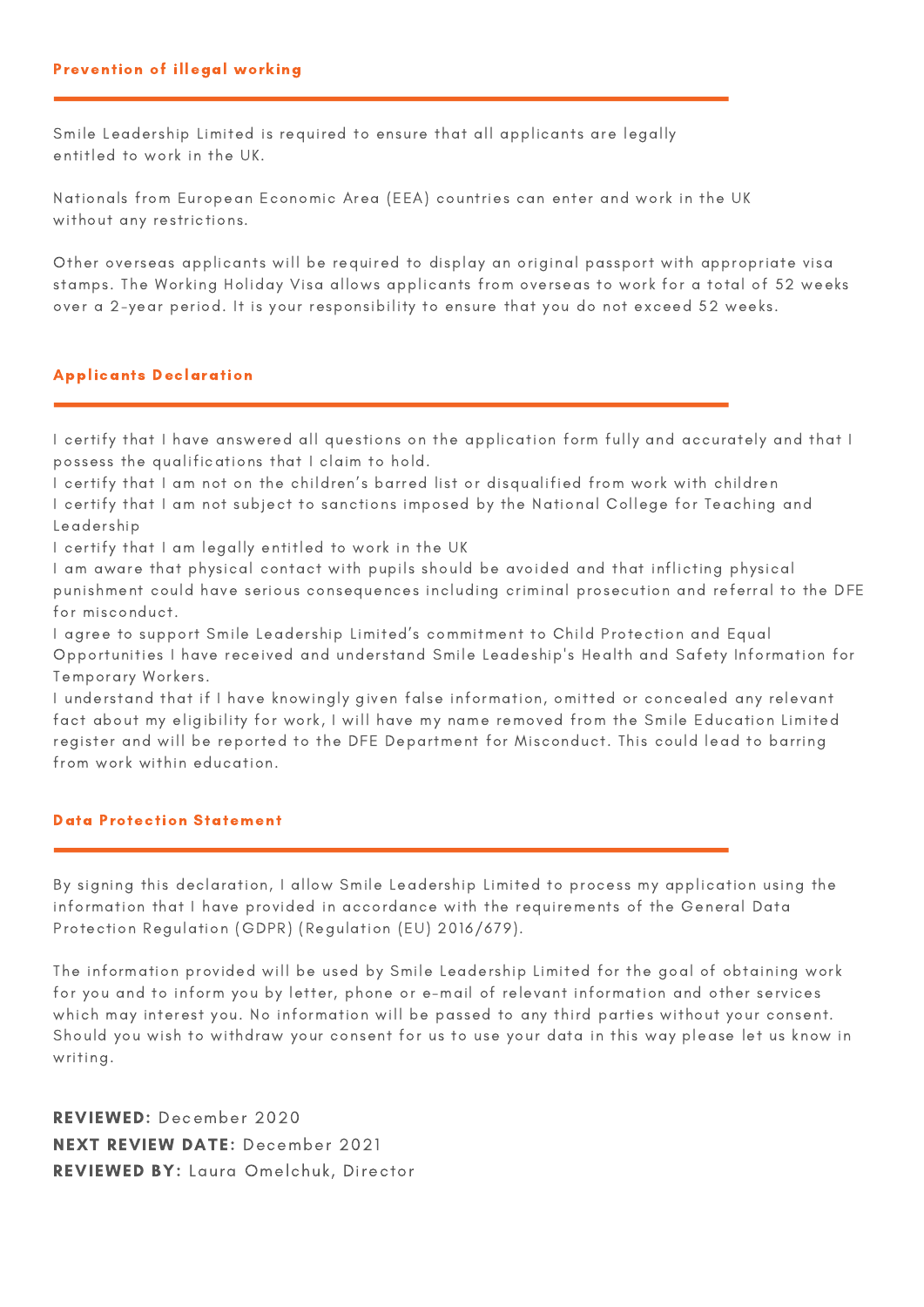## Prevention of illegal working

Smile Leadership Limited is required to ensure that all applicants are legally entitled to work in the UK.

Nationals from European Economic Area (EEA) countries can enter and work in the UK without any restrictions.

Other overseas applicants will be required to display an original passport with appropriate visa stamps. The Working Holiday Visa allows applicants from overseas to work for a total of 52 weeks over a 2-year period. It is your responsibility to ensure that you do not exceed 52 weeks.

## Applicants Declaration

I certify that I have answered all questions on the application form fully and accurately and that I possess the qualifications that I claim to hold.
I certify that I am not on the children's barred list or disqualified from work with children
I certify that I am not subject to sanctions imposed by the National College for Teaching and Leadership
I certify that I am legally entitled to work in the UK
I am aware that physical contact with pupils should be avoided and that inflicting physical punishment could have serious consequences including criminal prosecution and referral to the DFE for misconduct.
I agree to support Smile Leadership Limited's commitment to Child Protection and Equal Opportunities I have received and understand Smile Leadeship's Health and Safety Information for Temporary Workers.
I understand that if I have knowingly given false information, omitted or concealed any relevant fact about my eligibility for work, I will have my name removed from the Smile Education Limited register and will be reported to the DFE Department for Misconduct. This could lead to barring from work within education.

## Data Protection Statement

By signing this declaration, I allow Smile Leadership Limited to process my application using the information that I have provided in accordance with the requirements of the General Data Protection Regulation (GDPR) (Regulation (EU) 2016/679).

The information provided will be used by Smile Leadership Limited for the goal of obtaining work for you and to inform you by letter, phone or e-mail of relevant information and other services which may interest you. No information will be passed to any third parties without your consent. Should you wish to withdraw your consent for us to use your data in this way please let us know in writing.

**REVIEWED:** December 2020
**NEXT REVIEW DATE:** December 2021
**REVIEWED BY:** Laura Omelchuk, Director